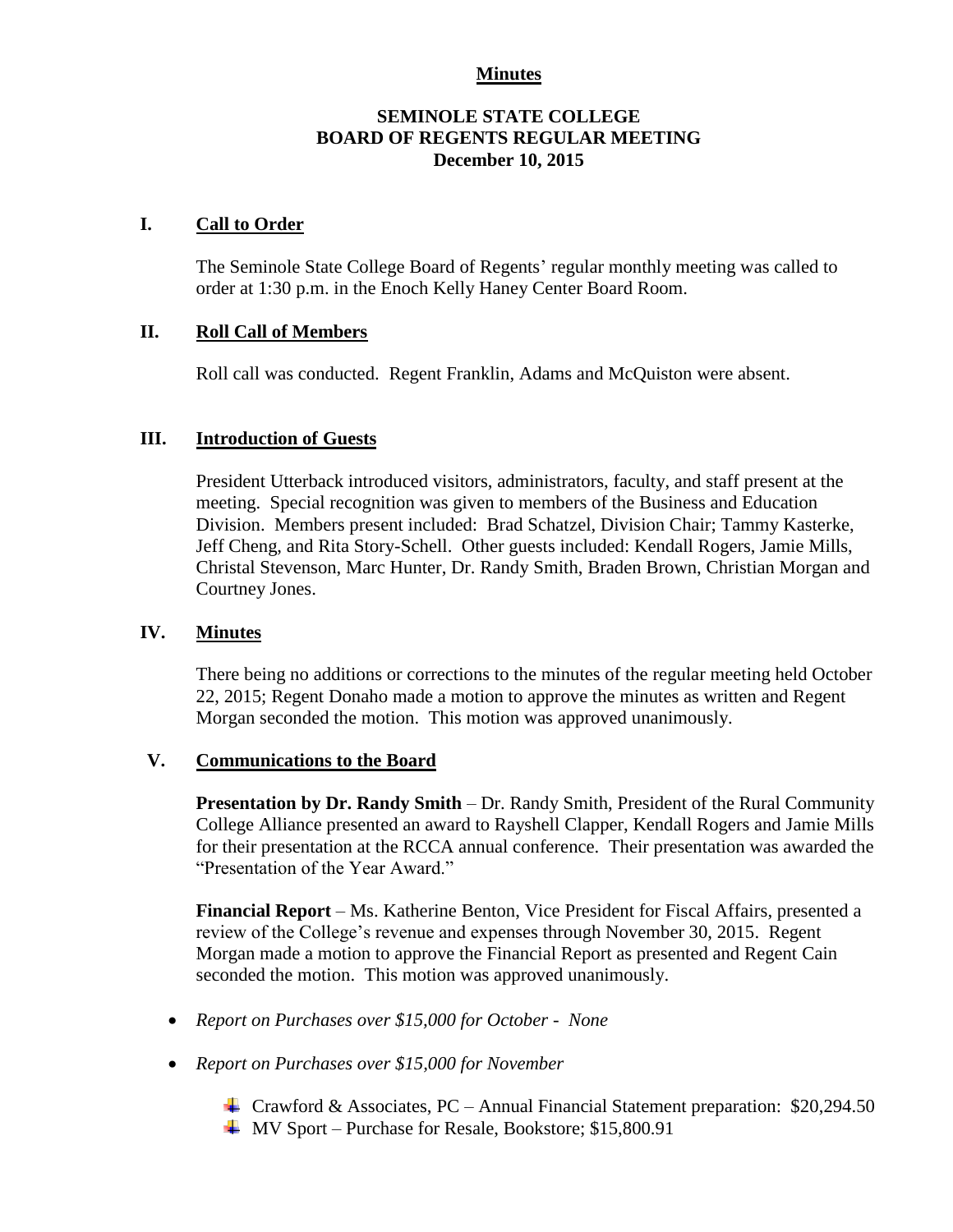**Minutes**

**SEMINOLE STATE COLLEGE**
**BOARD OF REGENTS REGULAR MEETING**
**December 10, 2015**

## I. Call to Order

The Seminole State College Board of Regents' regular monthly meeting was called to order at 1:30 p.m. in the Enoch Kelly Haney Center Board Room.

## II. Roll Call of Members

Roll call was conducted. Regent Franklin, Adams and McQuiston were absent.

## III. Introduction of Guests

President Utterback introduced visitors, administrators, faculty, and staff present at the meeting. Special recognition was given to members of the Business and Education Division. Members present included: Brad Schatzel, Division Chair; Tammy Kasterke, Jeff Cheng, and Rita Story-Schell. Other guests included: Kendall Rogers, Jamie Mills, Christal Stevenson, Marc Hunter, Dr. Randy Smith, Braden Brown, Christian Morgan and Courtney Jones.

## IV. Minutes

There being no additions or corrections to the minutes of the regular meeting held October 22, 2015; Regent Donaho made a motion to approve the minutes as written and Regent Morgan seconded the motion. This motion was approved unanimously.

## V. Communications to the Board

**Presentation by Dr. Randy Smith** – Dr. Randy Smith, President of the Rural Community College Alliance presented an award to Rayshell Clapper, Kendall Rogers and Jamie Mills for their presentation at the RCCA annual conference. Their presentation was awarded the "Presentation of the Year Award."

**Financial Report** – Ms. Katherine Benton, Vice President for Fiscal Affairs, presented a review of the College's revenue and expenses through November 30, 2015. Regent Morgan made a motion to approve the Financial Report as presented and Regent Cain seconded the motion. This motion was approved unanimously.

- *Report on Purchases over $15,000 for October - None*
- *Report on Purchases over $15,000 for November*
  - Crawford & Associates, PC – Annual Financial Statement preparation: $20,294.50
  - MV Sport – Purchase for Resale, Bookstore; $15,800.91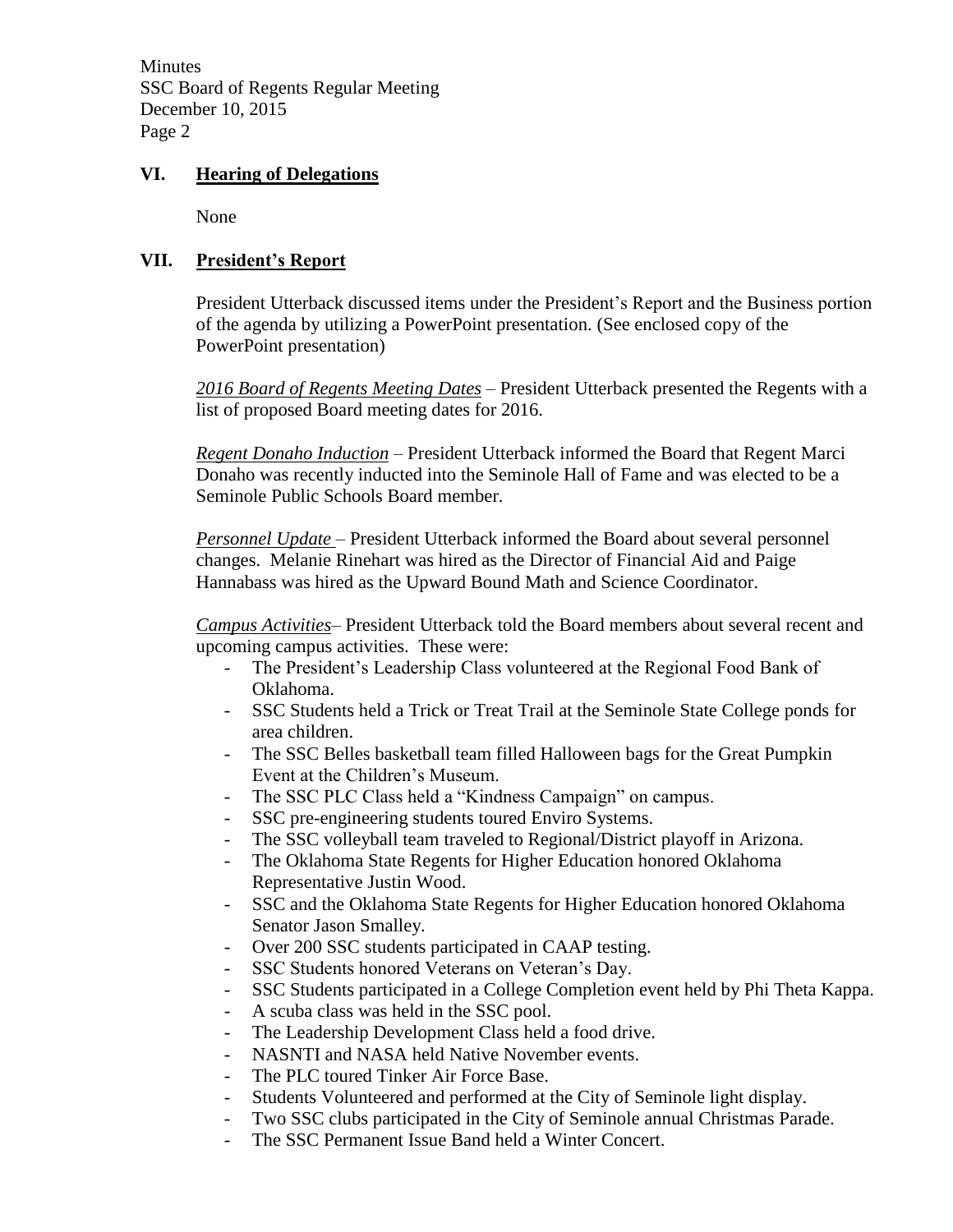## VI. Hearing of Delegations

None

## VII. President's Report

President Utterback discussed items under the President's Report and the Business portion of the agenda by utilizing a PowerPoint presentation. (See enclosed copy of the PowerPoint presentation)

*2016 Board of Regents Meeting Dates* – President Utterback presented the Regents with a list of proposed Board meeting dates for 2016.

*Regent Donaho Induction* – President Utterback informed the Board that Regent Marci Donaho was recently inducted into the Seminole Hall of Fame and was elected to be a Seminole Public Schools Board member.

*Personnel Update* – President Utterback informed the Board about several personnel changes. Melanie Rinehart was hired as the Director of Financial Aid and Paige Hannabass was hired as the Upward Bound Math and Science Coordinator.

*Campus Activities*– President Utterback told the Board members about several recent and upcoming campus activities. These were:

- The President's Leadership Class volunteered at the Regional Food Bank of Oklahoma.
- SSC Students held a Trick or Treat Trail at the Seminole State College ponds for area children.
- The SSC Belles basketball team filled Halloween bags for the Great Pumpkin Event at the Children's Museum.
- The SSC PLC Class held a "Kindness Campaign" on campus.
- SSC pre-engineering students toured Enviro Systems.
- The SSC volleyball team traveled to Regional/District playoff in Arizona.
- The Oklahoma State Regents for Higher Education honored Oklahoma Representative Justin Wood.
- SSC and the Oklahoma State Regents for Higher Education honored Oklahoma Senator Jason Smalley.
- Over 200 SSC students participated in CAAP testing.
- SSC Students honored Veterans on Veteran's Day.
- SSC Students participated in a College Completion event held by Phi Theta Kappa.
- A scuba class was held in the SSC pool.
- The Leadership Development Class held a food drive.
- NASNTI and NASA held Native November events.
- The PLC toured Tinker Air Force Base.
- Students Volunteered and performed at the City of Seminole light display.
- Two SSC clubs participated in the City of Seminole annual Christmas Parade.
- The SSC Permanent Issue Band held a Winter Concert.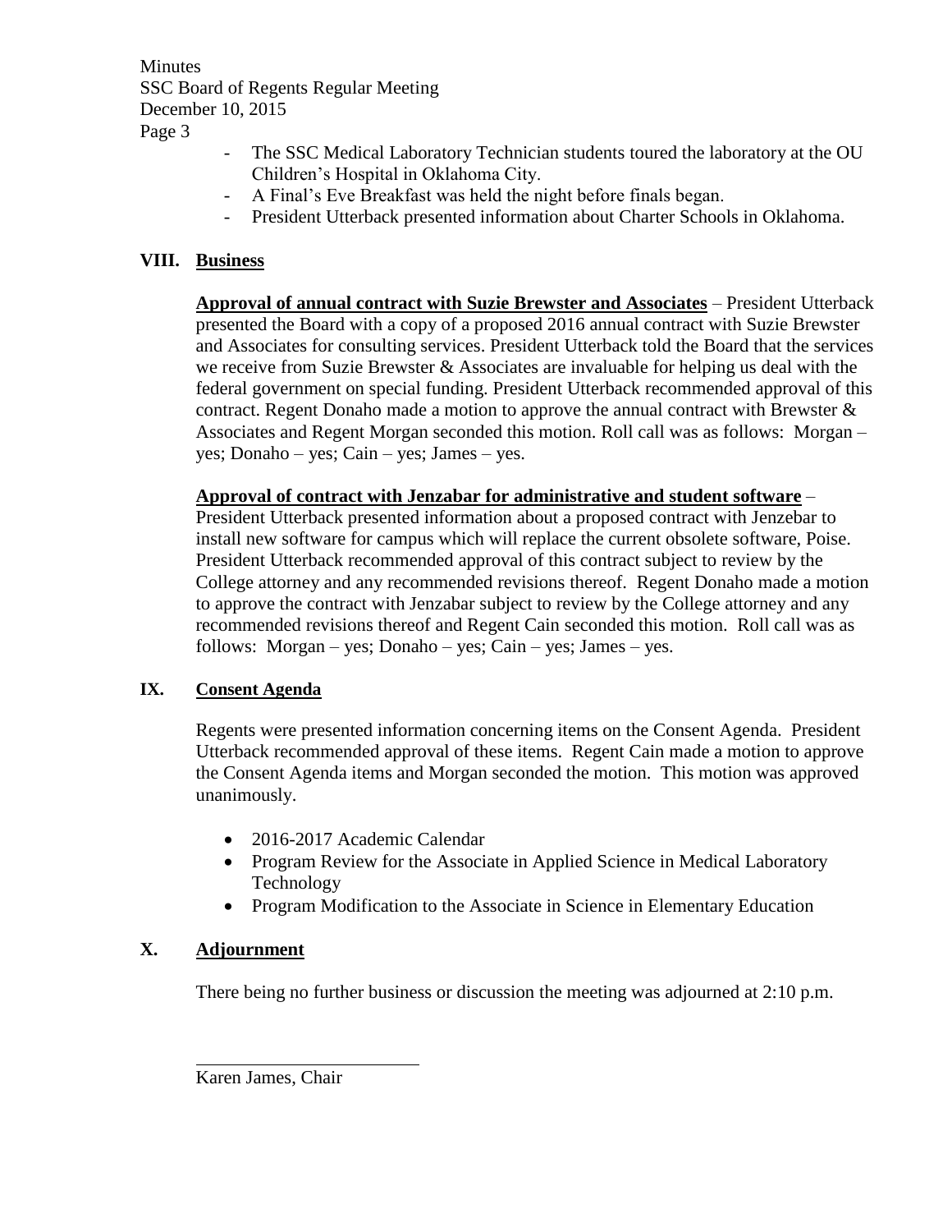- The SSC Medical Laboratory Technician students toured the laboratory at the OU Children's Hospital in Oklahoma City.
- A Final's Eve Breakfast was held the night before finals began.
- President Utterback presented information about Charter Schools in Oklahoma.

## VIII. Business

**Approval of annual contract with Suzie Brewster and Associates** – President Utterback presented the Board with a copy of a proposed 2016 annual contract with Suzie Brewster and Associates for consulting services. President Utterback told the Board that the services we receive from Suzie Brewster & Associates are invaluable for helping us deal with the federal government on special funding. President Utterback recommended approval of this contract. Regent Donaho made a motion to approve the annual contract with Brewster & Associates and Regent Morgan seconded this motion. Roll call was as follows: Morgan – yes; Donaho – yes; Cain – yes; James – yes.

**Approval of contract with Jenzabar for administrative and student software** – President Utterback presented information about a proposed contract with Jenzebar to install new software for campus which will replace the current obsolete software, Poise. President Utterback recommended approval of this contract subject to review by the College attorney and any recommended revisions thereof. Regent Donaho made a motion to approve the contract with Jenzabar subject to review by the College attorney and any recommended revisions thereof and Regent Cain seconded this motion. Roll call was as follows: Morgan – yes; Donaho – yes; Cain – yes; James – yes.

## IX. Consent Agenda

Regents were presented information concerning items on the Consent Agenda. President Utterback recommended approval of these items. Regent Cain made a motion to approve the Consent Agenda items and Morgan seconded the motion. This motion was approved unanimously.

- 2016-2017 Academic Calendar
- Program Review for the Associate in Applied Science in Medical Laboratory Technology
- Program Modification to the Associate in Science in Elementary Education

## X. Adjournment

There being no further business or discussion the meeting was adjourned at 2:10 p.m.

Karen James, Chair